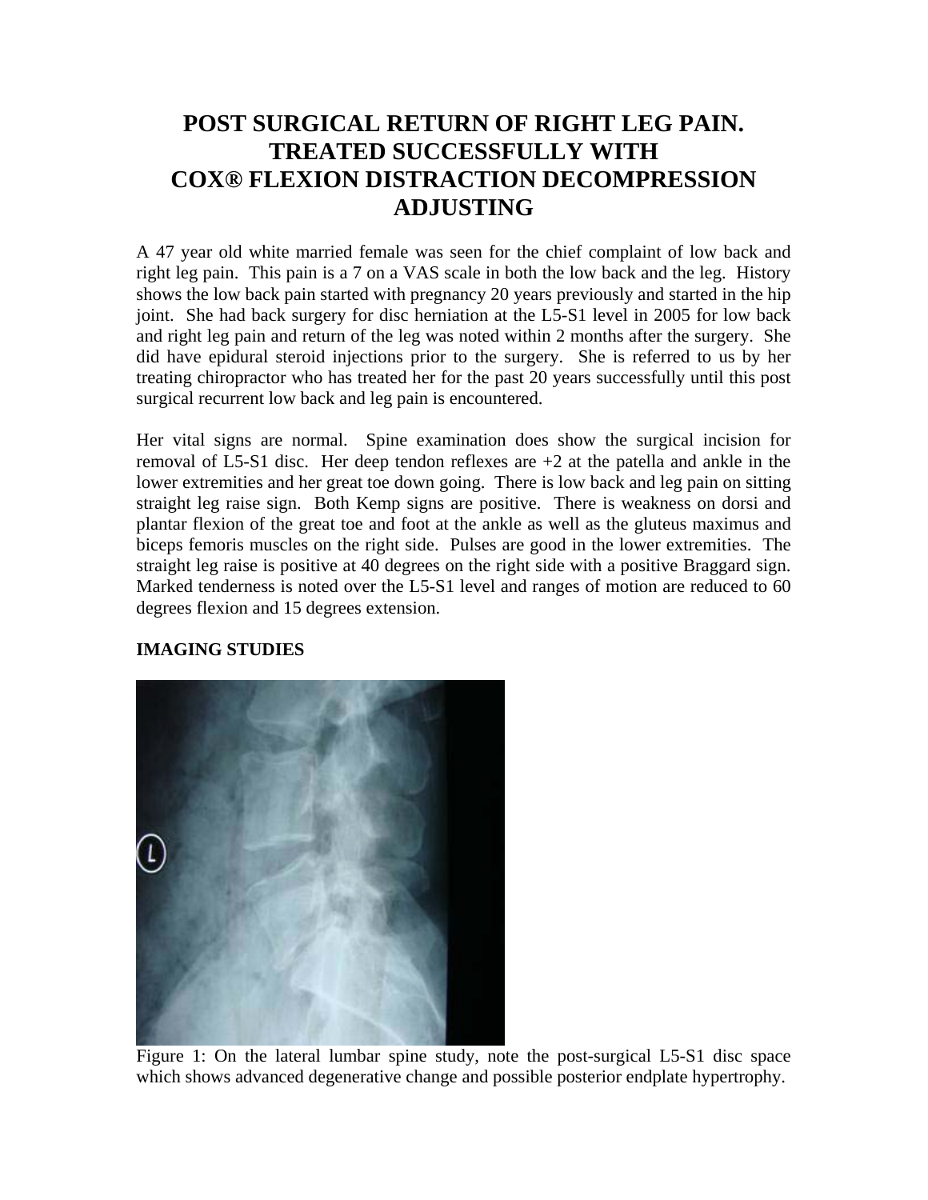# POST SURGICAL RETURN OF RIGHT LEG PAIN. TREATED SUCCESSFULLY WITH COX® FLEXION DISTRACTION DECOMPRESSION ADJUSTING

A 47 year old white married female was seen for the chief complaint of low back and right leg pain. This pain is a 7 on a VAS scale in both the low back and the leg. History shows the low back pain started with pregnancy 20 years previously and started in the hip joint. She had back surgery for disc herniation at the L5-S1 level in 2005 for low back and right leg pain and return of the leg was noted within 2 months after the surgery. She did have epidural steroid injections prior to the surgery. She is referred to us by her treating chiropractor who has treated her for the past 20 years successfully until this post surgical recurrent low back and leg pain is encountered.

Her vital signs are normal. Spine examination does show the surgical incision for removal of L5-S1 disc. Her deep tendon reflexes are +2 at the patella and ankle in the lower extremities and her great toe down going. There is low back and leg pain on sitting straight leg raise sign. Both Kemp signs are positive. There is weakness on dorsi and plantar flexion of the great toe and foot at the ankle as well as the gluteus maximus and biceps femoris muscles on the right side. Pulses are good in the lower extremities. The straight leg raise is positive at 40 degrees on the right side with a positive Braggard sign. Marked tenderness is noted over the L5-S1 level and ranges of motion are reduced to 60 degrees flexion and 15 degrees extension.

**IMAGING STUDIES**

Figure 1: On the lateral lumbar spine study, note the post-surgical L5-S1 disc space which shows advanced degenerative change and possible posterior endplate hypertrophy.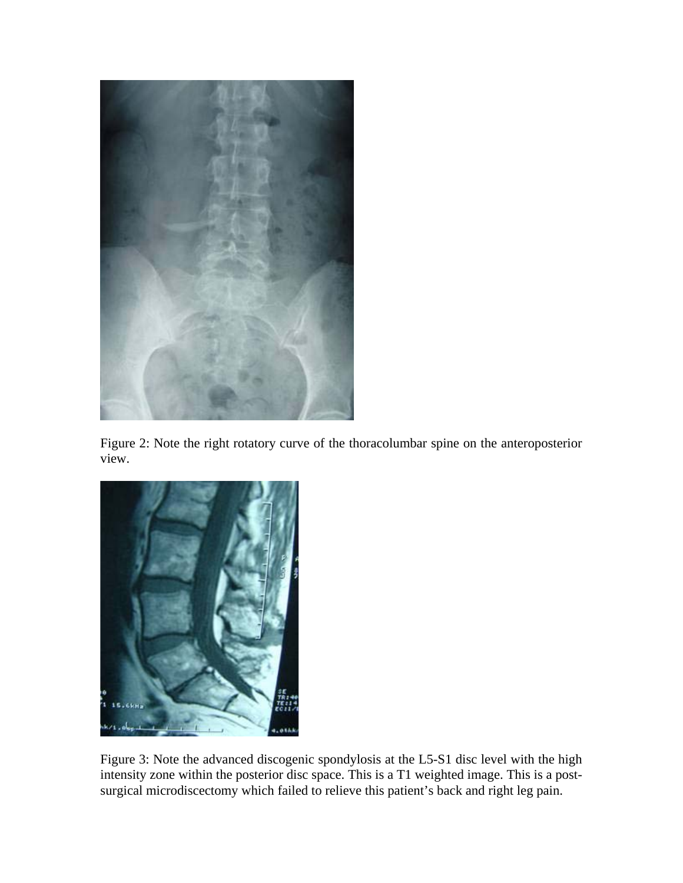Figure 2: Note the right rotatory curve of the thoracolumbar spine on the anteroposterior view.

Figure 3: Note the advanced discogenic spondylosis at the L5-S1 disc level with the high intensity zone within the posterior disc space. This is a T1 weighted image. This is a post-surgical microdiscectomy which failed to relieve this patient's back and right leg pain.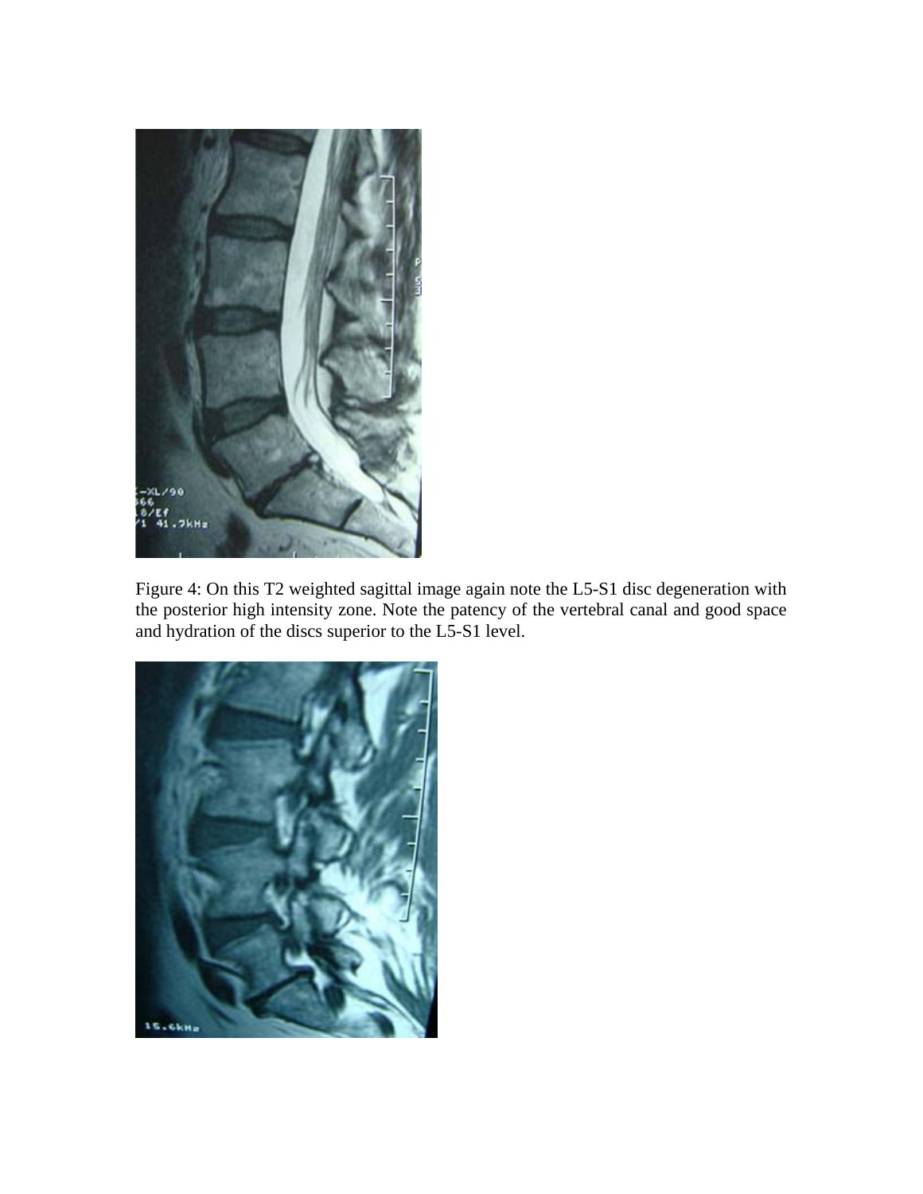Figure 4: On this T2 weighted sagittal image again note the L5-S1 disc degeneration with the posterior high intensity zone. Note the patency of the vertebral canal and good space and hydration of the discs superior to the L5-S1 level.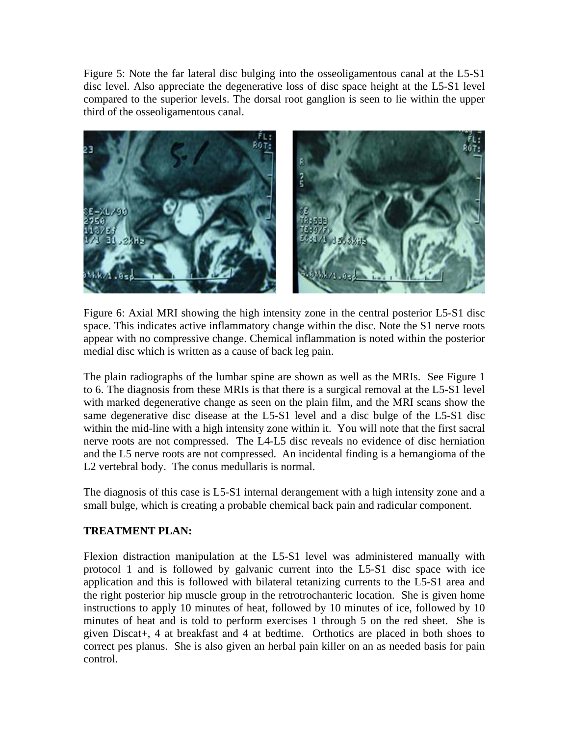Figure 5: Note the far lateral disc bulging into the osseoligamentous canal at the L5-S1 disc level. Also appreciate the degenerative loss of disc space height at the L5-S1 level compared to the superior levels. The dorsal root ganglion is seen to lie within the upper third of the osseoligamentous canal.

Figure 6: Axial MRI showing the high intensity zone in the central posterior L5-S1 disc space. This indicates active inflammatory change within the disc. Note the S1 nerve roots appear with no compressive change. Chemical inflammation is noted within the posterior medial disc which is written as a cause of back leg pain.

The plain radiographs of the lumbar spine are shown as well as the MRIs. See Figure 1 to 6. The diagnosis from these MRIs is that there is a surgical removal at the L5-S1 level with marked degenerative change as seen on the plain film, and the MRI scans show the same degenerative disc disease at the L5-S1 level and a disc bulge of the L5-S1 disc within the mid-line with a high intensity zone within it. You will note that the first sacral nerve roots are not compressed. The L4-L5 disc reveals no evidence of disc herniation and the L5 nerve roots are not compressed. An incidental finding is a hemangioma of the L2 vertebral body. The conus medullaris is normal.

The diagnosis of this case is L5-S1 internal derangement with a high intensity zone and a small bulge, which is creating a probable chemical back pain and radicular component.

**TREATMENT PLAN:**

Flexion distraction manipulation at the L5-S1 level was administered manually with protocol 1 and is followed by galvanic current into the L5-S1 disc space with ice application and this is followed with bilateral tetanizing currents to the L5-S1 area and the right posterior hip muscle group in the retrotrochanteric location. She is given home instructions to apply 10 minutes of heat, followed by 10 minutes of ice, followed by 10 minutes of heat and is told to perform exercises 1 through 5 on the red sheet. She is given Discat+, 4 at breakfast and 4 at bedtime. Orthotics are placed in both shoes to correct pes planus. She is also given an herbal pain killer on an as needed basis for pain control.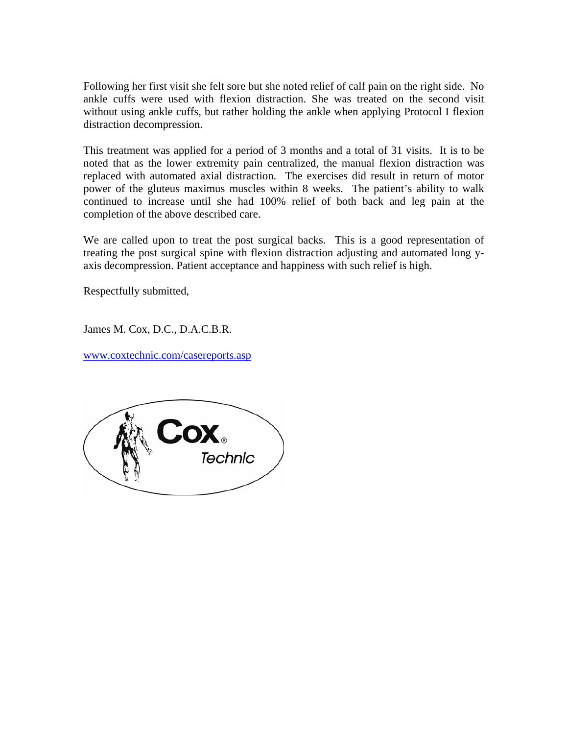Following her first visit she felt sore but she noted relief of calf pain on the right side. No ankle cuffs were used with flexion distraction. She was treated on the second visit without using ankle cuffs, but rather holding the ankle when applying Protocol I flexion distraction decompression.

This treatment was applied for a period of 3 months and a total of 31 visits. It is to be noted that as the lower extremity pain centralized, the manual flexion distraction was replaced with automated axial distraction. The exercises did result in return of motor power of the gluteus maximus muscles within 8 weeks. The patient's ability to walk continued to increase until she had 100% relief of both back and leg pain at the completion of the above described care.

We are called upon to treat the post surgical backs. This is a good representation of treating the post surgical spine with flexion distraction adjusting and automated long y-axis decompression. Patient acceptance and happiness with such relief is high.

Respectfully submitted,

James M. Cox, D.C., D.A.C.B.R.

www.coxtechnic.com/casereports.asp

Cox® Technic